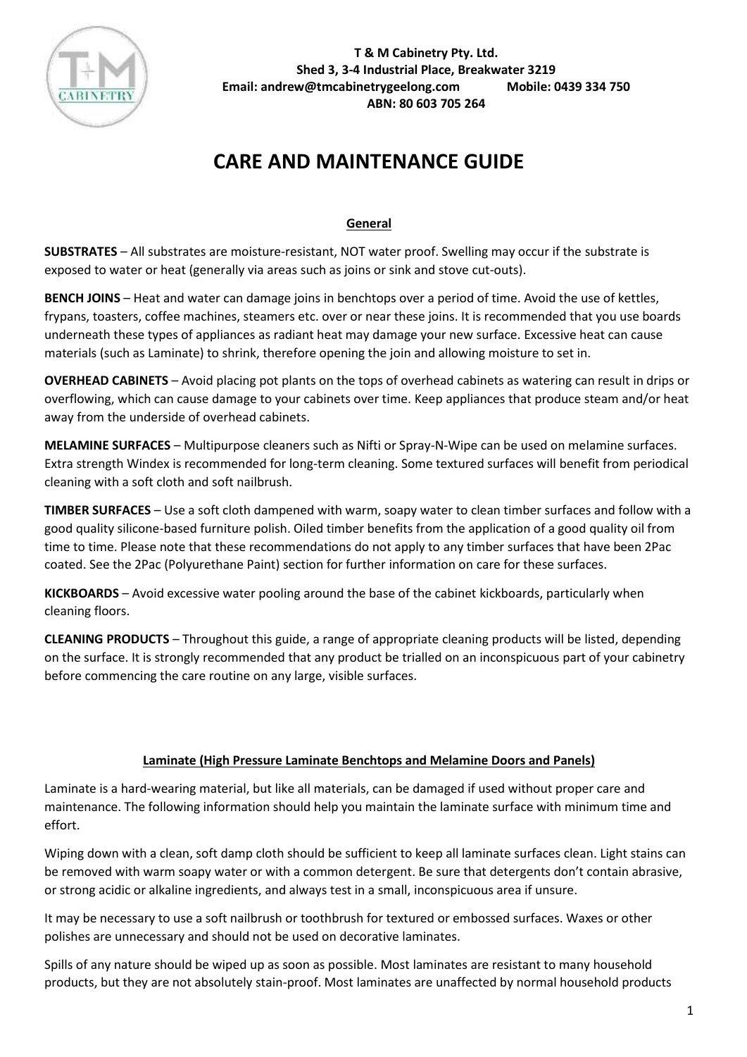**T & M Cabinetry Pty. Ltd.**
**Shed 3, 3-4 Industrial Place, Breakwater 3219**
**Email: andrew@tmcabinetrygeelong.com Mobile: 0439 334 750**
**ABN: 80 603 705 264**

# CARE AND MAINTENANCE GUIDE

## General

**SUBSTRATES** – All substrates are moisture-resistant, NOT water proof. Swelling may occur if the substrate is exposed to water or heat (generally via areas such as joins or sink and stove cut-outs).

**BENCH JOINS** – Heat and water can damage joins in benchtops over a period of time. Avoid the use of kettles, frypans, toasters, coffee machines, steamers etc. over or near these joins. It is recommended that you use boards underneath these types of appliances as radiant heat may damage your new surface. Excessive heat can cause materials (such as Laminate) to shrink, therefore opening the join and allowing moisture to set in.

**OVERHEAD CABINETS** – Avoid placing pot plants on the tops of overhead cabinets as watering can result in drips or overflowing, which can cause damage to your cabinets over time. Keep appliances that produce steam and/or heat away from the underside of overhead cabinets.

**MELAMINE SURFACES** – Multipurpose cleaners such as Nifti or Spray-N-Wipe can be used on melamine surfaces. Extra strength Windex is recommended for long-term cleaning. Some textured surfaces will benefit from periodical cleaning with a soft cloth and soft nailbrush.

**TIMBER SURFACES** – Use a soft cloth dampened with warm, soapy water to clean timber surfaces and follow with a good quality silicone-based furniture polish. Oiled timber benefits from the application of a good quality oil from time to time. Please note that these recommendations do not apply to any timber surfaces that have been 2Pac coated. See the 2Pac (Polyurethane Paint) section for further information on care for these surfaces.

**KICKBOARDS** – Avoid excessive water pooling around the base of the cabinet kickboards, particularly when cleaning floors.

**CLEANING PRODUCTS** – Throughout this guide, a range of appropriate cleaning products will be listed, depending on the surface. It is strongly recommended that any product be trialled on an inconspicuous part of your cabinetry before commencing the care routine on any large, visible surfaces.

## Laminate (High Pressure Laminate Benchtops and Melamine Doors and Panels)

Laminate is a hard-wearing material, but like all materials, can be damaged if used without proper care and maintenance. The following information should help you maintain the laminate surface with minimum time and effort.

Wiping down with a clean, soft damp cloth should be sufficient to keep all laminate surfaces clean. Light stains can be removed with warm soapy water or with a common detergent. Be sure that detergents don't contain abrasive, or strong acidic or alkaline ingredients, and always test in a small, inconspicuous area if unsure.

It may be necessary to use a soft nailbrush or toothbrush for textured or embossed surfaces. Waxes or other polishes are unnecessary and should not be used on decorative laminates.

Spills of any nature should be wiped up as soon as possible. Most laminates are resistant to many household products, but they are not absolutely stain-proof. Most laminates are unaffected by normal household products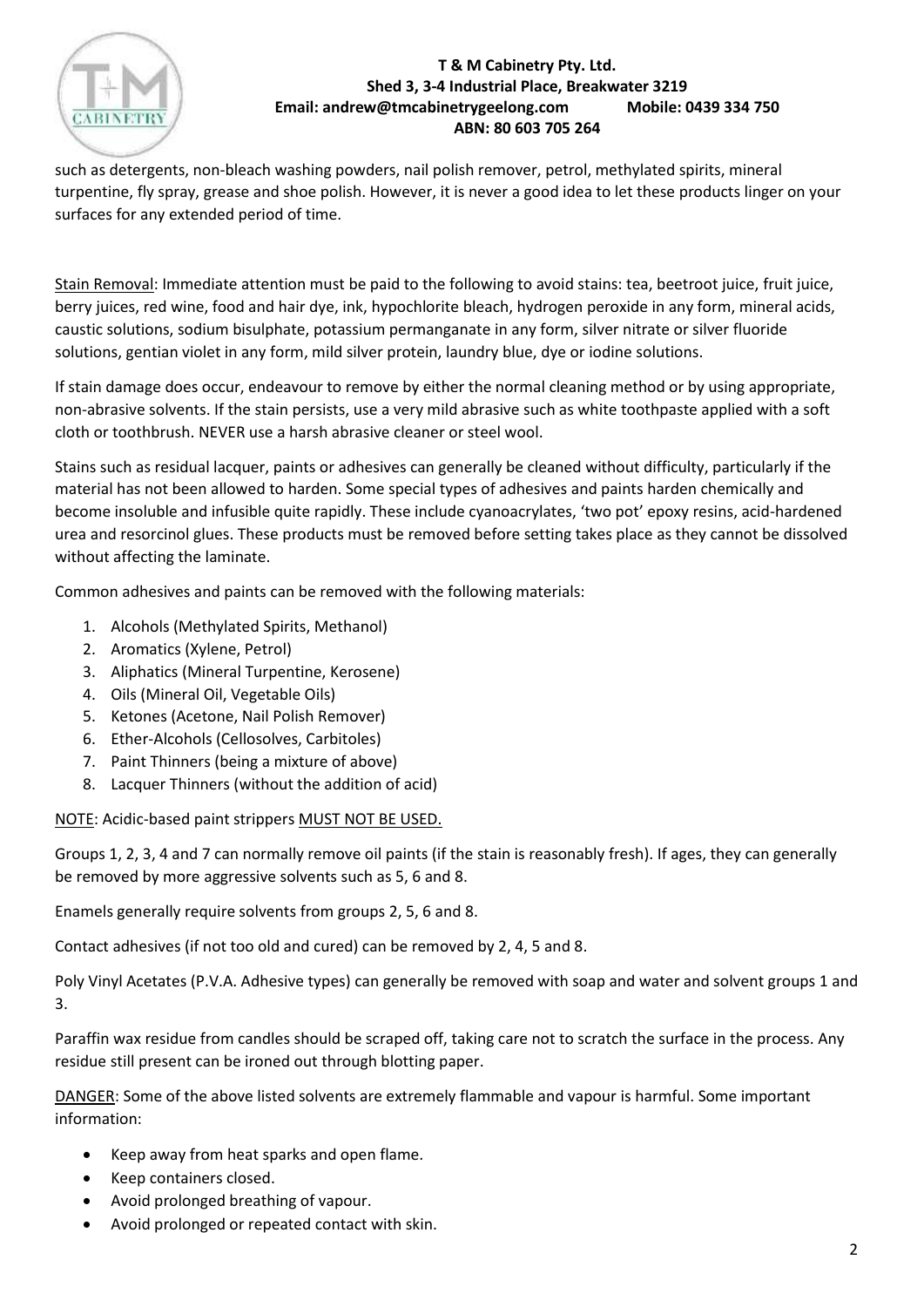such as detergents, non-bleach washing powders, nail polish remover, petrol, methylated spirits, mineral turpentine, fly spray, grease and shoe polish. However, it is never a good idea to let these products linger on your surfaces for any extended period of time.

Stain Removal: Immediate attention must be paid to the following to avoid stains: tea, beetroot juice, fruit juice, berry juices, red wine, food and hair dye, ink, hypochlorite bleach, hydrogen peroxide in any form, mineral acids, caustic solutions, sodium bisulphate, potassium permanganate in any form, silver nitrate or silver fluoride solutions, gentian violet in any form, mild silver protein, laundry blue, dye or iodine solutions.

If stain damage does occur, endeavour to remove by either the normal cleaning method or by using appropriate, non-abrasive solvents. If the stain persists, use a very mild abrasive such as white toothpaste applied with a soft cloth or toothbrush. NEVER use a harsh abrasive cleaner or steel wool.

Stains such as residual lacquer, paints or adhesives can generally be cleaned without difficulty, particularly if the material has not been allowed to harden. Some special types of adhesives and paints harden chemically and become insoluble and infusible quite rapidly. These include cyanoacrylates, 'two pot' epoxy resins, acid-hardened urea and resorcinol glues. These products must be removed before setting takes place as they cannot be dissolved without affecting the laminate.

Common adhesives and paints can be removed with the following materials:

1. Alcohols (Methylated Spirits, Methanol)
2. Aromatics (Xylene, Petrol)
3. Aliphatics (Mineral Turpentine, Kerosene)
4. Oils (Mineral Oil, Vegetable Oils)
5. Ketones (Acetone, Nail Polish Remover)
6. Ether-Alcohols (Cellosolves, Carbitoles)
7. Paint Thinners (being a mixture of above)
8. Lacquer Thinners (without the addition of acid)

NOTE: Acidic-based paint strippers MUST NOT BE USED.

Groups 1, 2, 3, 4 and 7 can normally remove oil paints (if the stain is reasonably fresh). If ages, they can generally be removed by more aggressive solvents such as 5, 6 and 8.

Enamels generally require solvents from groups 2, 5, 6 and 8.

Contact adhesives (if not too old and cured) can be removed by 2, 4, 5 and 8.

Poly Vinyl Acetates (P.V.A. Adhesive types) can generally be removed with soap and water and solvent groups 1 and 3.

Paraffin wax residue from candles should be scraped off, taking care not to scratch the surface in the process. Any residue still present can be ironed out through blotting paper.

DANGER: Some of the above listed solvents are extremely flammable and vapour is harmful. Some important information:

- Keep away from heat sparks and open flame.
- Keep containers closed.
- Avoid prolonged breathing of vapour.
- Avoid prolonged or repeated contact with skin.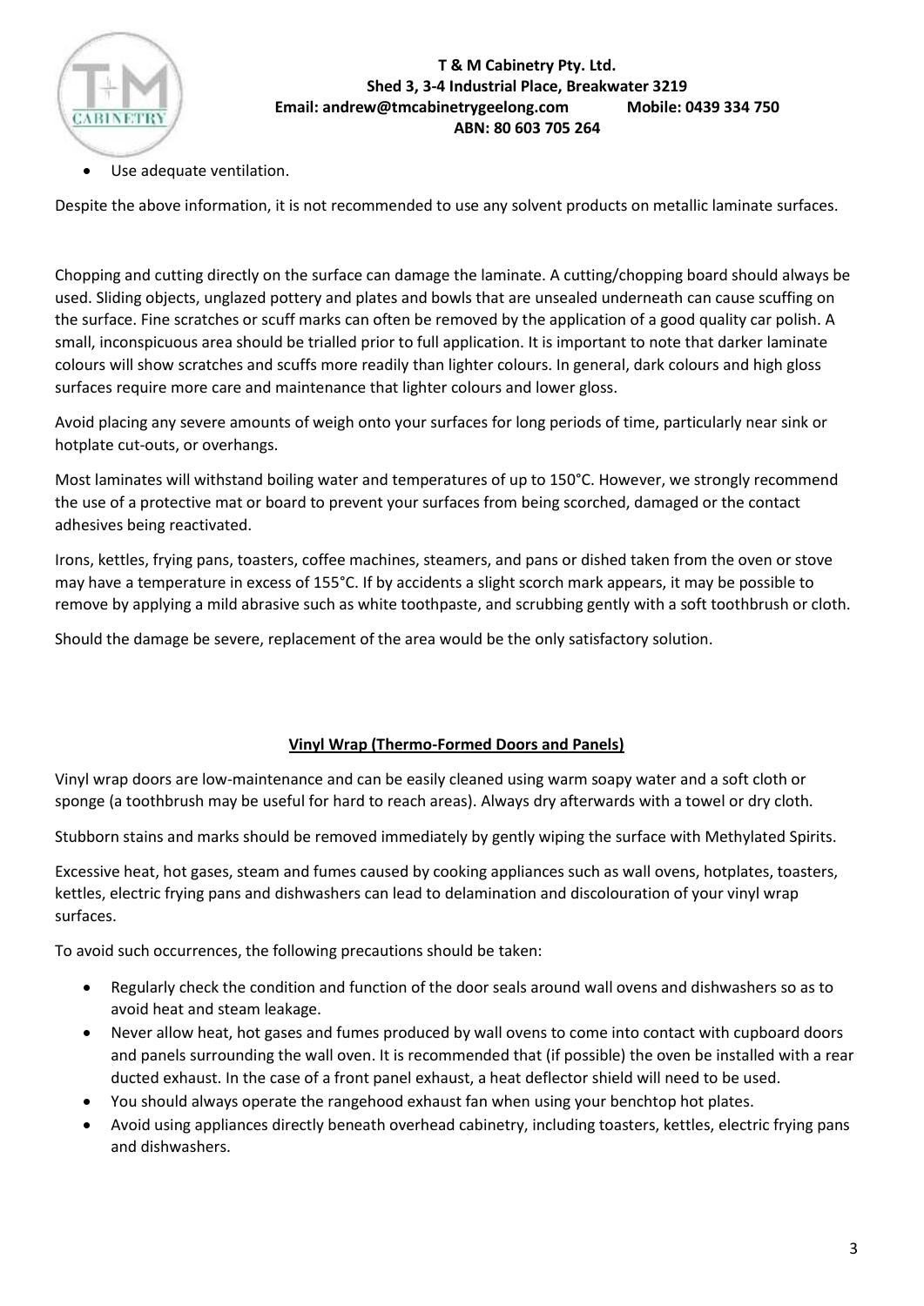- Use adequate ventilation.

Despite the above information, it is not recommended to use any solvent products on metallic laminate surfaces.

Chopping and cutting directly on the surface can damage the laminate. A cutting/chopping board should always be used. Sliding objects, unglazed pottery and plates and bowls that are unsealed underneath can cause scuffing on the surface. Fine scratches or scuff marks can often be removed by the application of a good quality car polish. A small, inconspicuous area should be trialled prior to full application. It is important to note that darker laminate colours will show scratches and scuffs more readily than lighter colours. In general, dark colours and high gloss surfaces require more care and maintenance that lighter colours and lower gloss.

Avoid placing any severe amounts of weigh onto your surfaces for long periods of time, particularly near sink or hotplate cut-outs, or overhangs.

Most laminates will withstand boiling water and temperatures of up to 150°C. However, we strongly recommend the use of a protective mat or board to prevent your surfaces from being scorched, damaged or the contact adhesives being reactivated.

Irons, kettles, frying pans, toasters, coffee machines, steamers, and pans or dished taken from the oven or stove may have a temperature in excess of 155°C. If by accidents a slight scorch mark appears, it may be possible to remove by applying a mild abrasive such as white toothpaste, and scrubbing gently with a soft toothbrush or cloth.

Should the damage be severe, replacement of the area would be the only satisfactory solution.

## Vinyl Wrap (Thermo-Formed Doors and Panels)

Vinyl wrap doors are low-maintenance and can be easily cleaned using warm soapy water and a soft cloth or sponge (a toothbrush may be useful for hard to reach areas). Always dry afterwards with a towel or dry cloth.

Stubborn stains and marks should be removed immediately by gently wiping the surface with Methylated Spirits.

Excessive heat, hot gases, steam and fumes caused by cooking appliances such as wall ovens, hotplates, toasters, kettles, electric frying pans and dishwashers can lead to delamination and discolouration of your vinyl wrap surfaces.

To avoid such occurrences, the following precautions should be taken:

- Regularly check the condition and function of the door seals around wall ovens and dishwashers so as to avoid heat and steam leakage.
- Never allow heat, hot gases and fumes produced by wall ovens to come into contact with cupboard doors and panels surrounding the wall oven. It is recommended that (if possible) the oven be installed with a rear ducted exhaust. In the case of a front panel exhaust, a heat deflector shield will need to be used.
- You should always operate the rangehood exhaust fan when using your benchtop hot plates.
- Avoid using appliances directly beneath overhead cabinetry, including toasters, kettles, electric frying pans and dishwashers.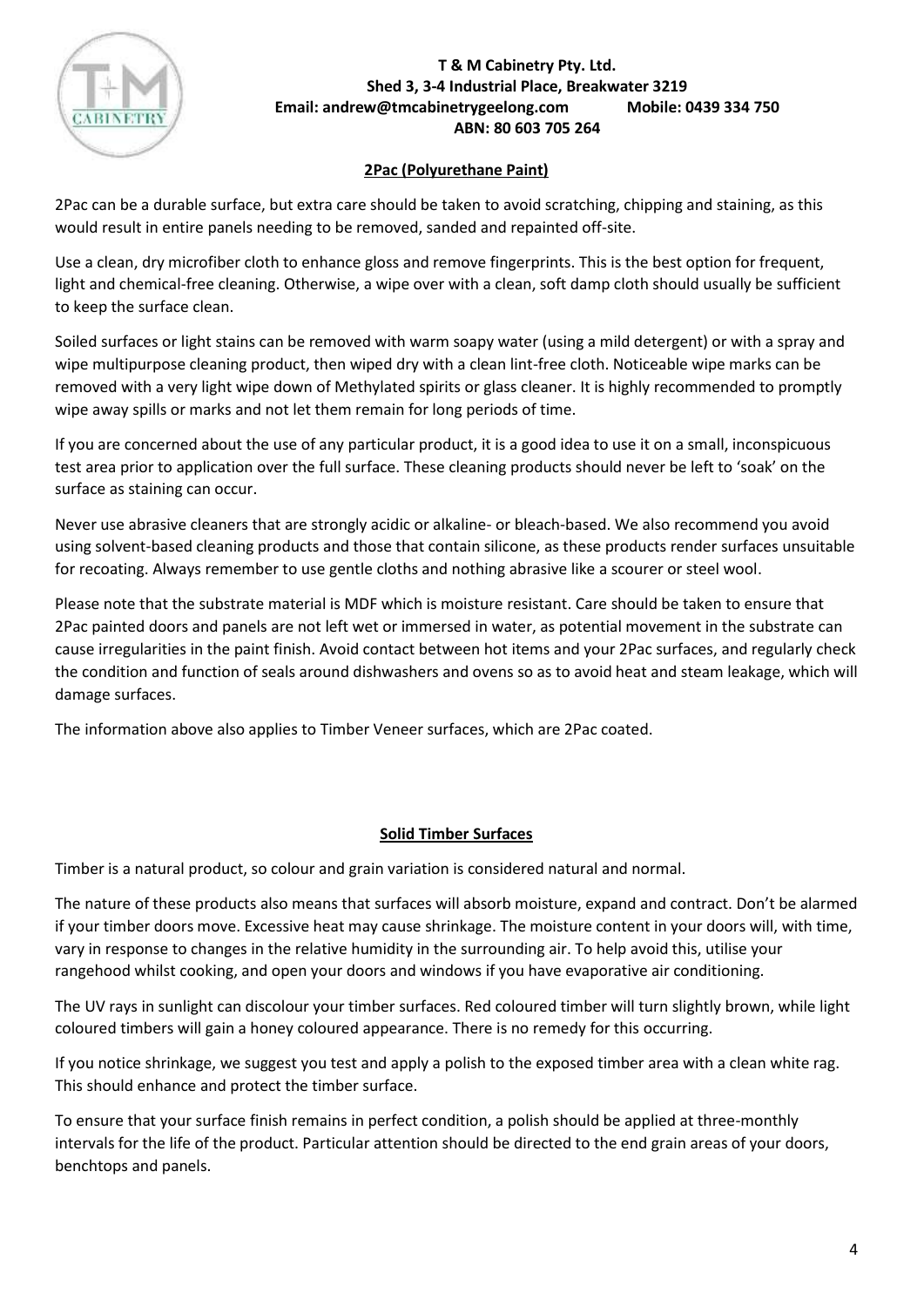## 2Pac (Polyurethane Paint)

2Pac can be a durable surface, but extra care should be taken to avoid scratching, chipping and staining, as this would result in entire panels needing to be removed, sanded and repainted off-site.

Use a clean, dry microfiber cloth to enhance gloss and remove fingerprints. This is the best option for frequent, light and chemical-free cleaning. Otherwise, a wipe over with a clean, soft damp cloth should usually be sufficient to keep the surface clean.

Soiled surfaces or light stains can be removed with warm soapy water (using a mild detergent) or with a spray and wipe multipurpose cleaning product, then wiped dry with a clean lint-free cloth. Noticeable wipe marks can be removed with a very light wipe down of Methylated spirits or glass cleaner. It is highly recommended to promptly wipe away spills or marks and not let them remain for long periods of time.

If you are concerned about the use of any particular product, it is a good idea to use it on a small, inconspicuous test area prior to application over the full surface. These cleaning products should never be left to 'soak' on the surface as staining can occur.

Never use abrasive cleaners that are strongly acidic or alkaline- or bleach-based. We also recommend you avoid using solvent-based cleaning products and those that contain silicone, as these products render surfaces unsuitable for recoating. Always remember to use gentle cloths and nothing abrasive like a scourer or steel wool.

Please note that the substrate material is MDF which is moisture resistant. Care should be taken to ensure that 2Pac painted doors and panels are not left wet or immersed in water, as potential movement in the substrate can cause irregularities in the paint finish. Avoid contact between hot items and your 2Pac surfaces, and regularly check the condition and function of seals around dishwashers and ovens so as to avoid heat and steam leakage, which will damage surfaces.

The information above also applies to Timber Veneer surfaces, which are 2Pac coated.

## Solid Timber Surfaces

Timber is a natural product, so colour and grain variation is considered natural and normal.

The nature of these products also means that surfaces will absorb moisture, expand and contract. Don't be alarmed if your timber doors move. Excessive heat may cause shrinkage. The moisture content in your doors will, with time, vary in response to changes in the relative humidity in the surrounding air. To help avoid this, utilise your rangehood whilst cooking, and open your doors and windows if you have evaporative air conditioning.

The UV rays in sunlight can discolour your timber surfaces. Red coloured timber will turn slightly brown, while light coloured timbers will gain a honey coloured appearance. There is no remedy for this occurring.

If you notice shrinkage, we suggest you test and apply a polish to the exposed timber area with a clean white rag. This should enhance and protect the timber surface.

To ensure that your surface finish remains in perfect condition, a polish should be applied at three-monthly intervals for the life of the product. Particular attention should be directed to the end grain areas of your doors, benchtops and panels.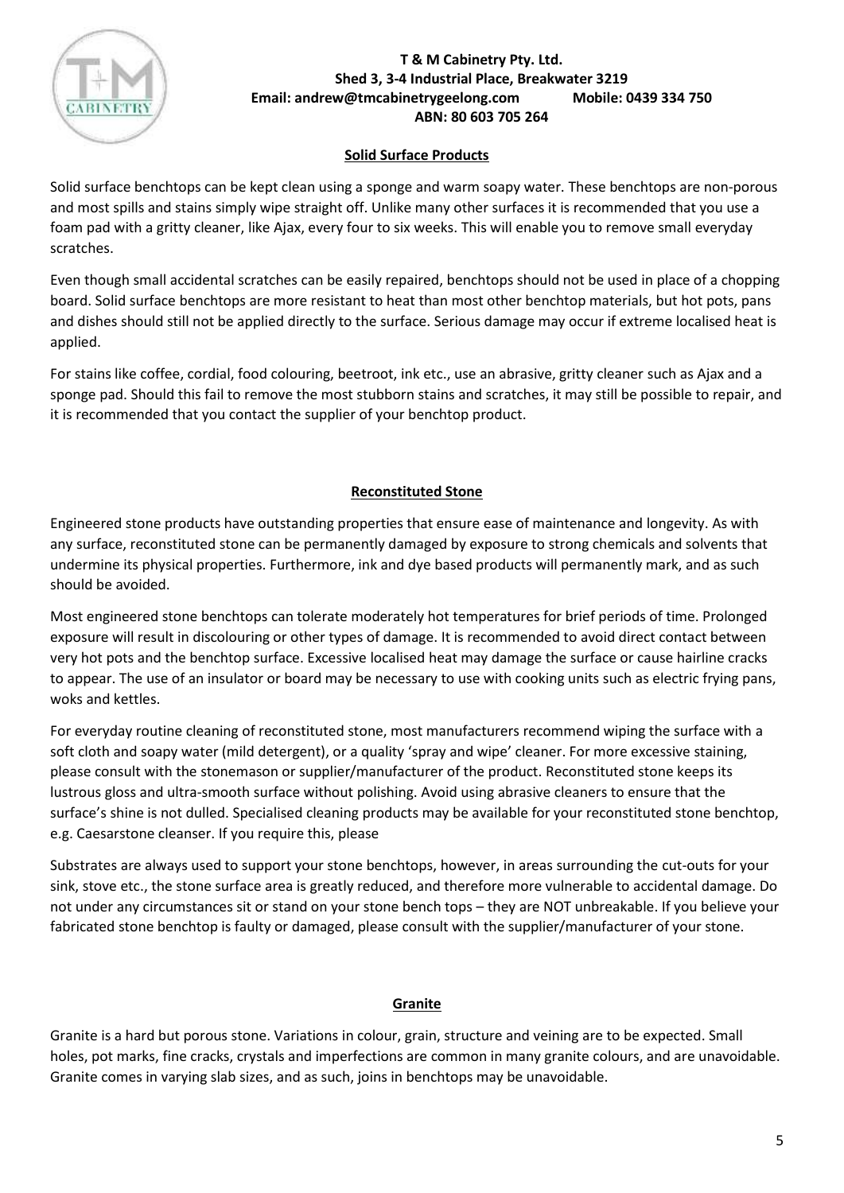## Solid Surface Products

Solid surface benchtops can be kept clean using a sponge and warm soapy water. These benchtops are non-porous and most spills and stains simply wipe straight off. Unlike many other surfaces it is recommended that you use a foam pad with a gritty cleaner, like Ajax, every four to six weeks. This will enable you to remove small everyday scratches.

Even though small accidental scratches can be easily repaired, benchtops should not be used in place of a chopping board. Solid surface benchtops are more resistant to heat than most other benchtop materials, but hot pots, pans and dishes should still not be applied directly to the surface. Serious damage may occur if extreme localised heat is applied.

For stains like coffee, cordial, food colouring, beetroot, ink etc., use an abrasive, gritty cleaner such as Ajax and a sponge pad. Should this fail to remove the most stubborn stains and scratches, it may still be possible to repair, and it is recommended that you contact the supplier of your benchtop product.

## Reconstituted Stone

Engineered stone products have outstanding properties that ensure ease of maintenance and longevity. As with any surface, reconstituted stone can be permanently damaged by exposure to strong chemicals and solvents that undermine its physical properties. Furthermore, ink and dye based products will permanently mark, and as such should be avoided.

Most engineered stone benchtops can tolerate moderately hot temperatures for brief periods of time. Prolonged exposure will result in discolouring or other types of damage. It is recommended to avoid direct contact between very hot pots and the benchtop surface. Excessive localised heat may damage the surface or cause hairline cracks to appear. The use of an insulator or board may be necessary to use with cooking units such as electric frying pans, woks and kettles.

For everyday routine cleaning of reconstituted stone, most manufacturers recommend wiping the surface with a soft cloth and soapy water (mild detergent), or a quality 'spray and wipe' cleaner. For more excessive staining, please consult with the stonemason or supplier/manufacturer of the product. Reconstituted stone keeps its lustrous gloss and ultra-smooth surface without polishing. Avoid using abrasive cleaners to ensure that the surface's shine is not dulled. Specialised cleaning products may be available for your reconstituted stone benchtop, e.g. Caesarstone cleanser. If you require this, please

Substrates are always used to support your stone benchtops, however, in areas surrounding the cut-outs for your sink, stove etc., the stone surface area is greatly reduced, and therefore more vulnerable to accidental damage. Do not under any circumstances sit or stand on your stone bench tops – they are NOT unbreakable. If you believe your fabricated stone benchtop is faulty or damaged, please consult with the supplier/manufacturer of your stone.

## Granite

Granite is a hard but porous stone. Variations in colour, grain, structure and veining are to be expected. Small holes, pot marks, fine cracks, crystals and imperfections are common in many granite colours, and are unavoidable. Granite comes in varying slab sizes, and as such, joins in benchtops may be unavoidable.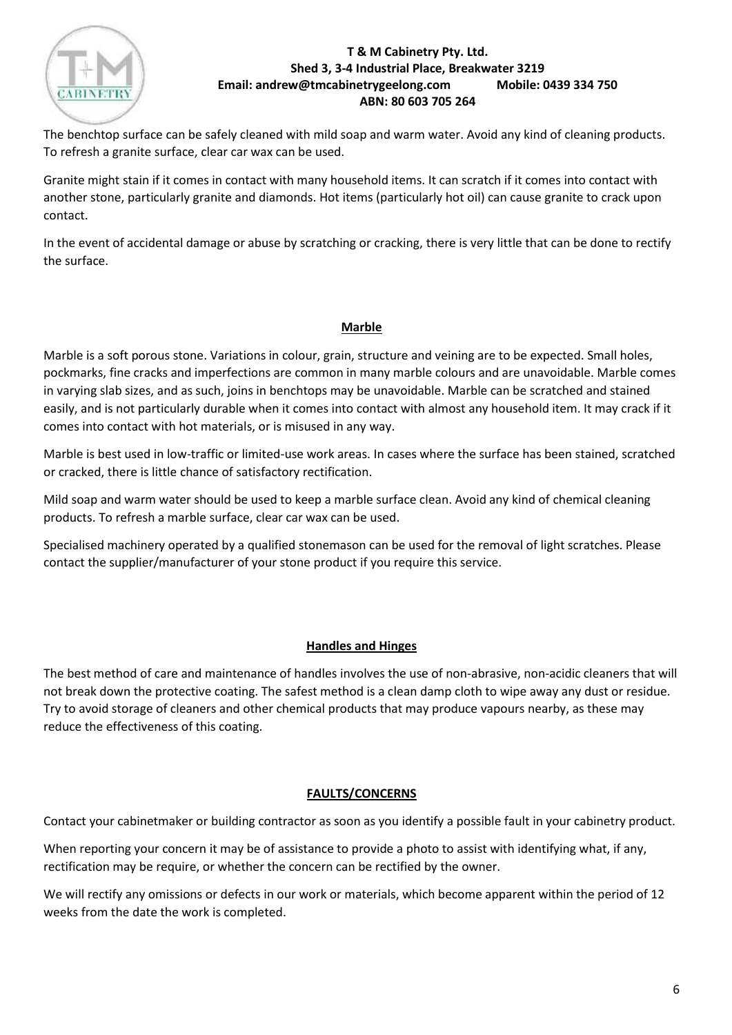The benchtop surface can be safely cleaned with mild soap and warm water. Avoid any kind of cleaning products. To refresh a granite surface, clear car wax can be used.

Granite might stain if it comes in contact with many household items. It can scratch if it comes into contact with another stone, particularly granite and diamonds. Hot items (particularly hot oil) can cause granite to crack upon contact.

In the event of accidental damage or abuse by scratching or cracking, there is very little that can be done to rectify the surface.

## Marble

Marble is a soft porous stone. Variations in colour, grain, structure and veining are to be expected. Small holes, pockmarks, fine cracks and imperfections are common in many marble colours and are unavoidable. Marble comes in varying slab sizes, and as such, joins in benchtops may be unavoidable. Marble can be scratched and stained easily, and is not particularly durable when it comes into contact with almost any household item. It may crack if it comes into contact with hot materials, or is misused in any way.

Marble is best used in low-traffic or limited-use work areas. In cases where the surface has been stained, scratched or cracked, there is little chance of satisfactory rectification.

Mild soap and warm water should be used to keep a marble surface clean. Avoid any kind of chemical cleaning products. To refresh a marble surface, clear car wax can be used.

Specialised machinery operated by a qualified stonemason can be used for the removal of light scratches. Please contact the supplier/manufacturer of your stone product if you require this service.

## Handles and Hinges

The best method of care and maintenance of handles involves the use of non-abrasive, non-acidic cleaners that will not break down the protective coating. The safest method is a clean damp cloth to wipe away any dust or residue. Try to avoid storage of cleaners and other chemical products that may produce vapours nearby, as these may reduce the effectiveness of this coating.

## FAULTS/CONCERNS

Contact your cabinetmaker or building contractor as soon as you identify a possible fault in your cabinetry product.

When reporting your concern it may be of assistance to provide a photo to assist with identifying what, if any, rectification may be require, or whether the concern can be rectified by the owner.

We will rectify any omissions or defects in our work or materials, which become apparent within the period of 12 weeks from the date the work is completed.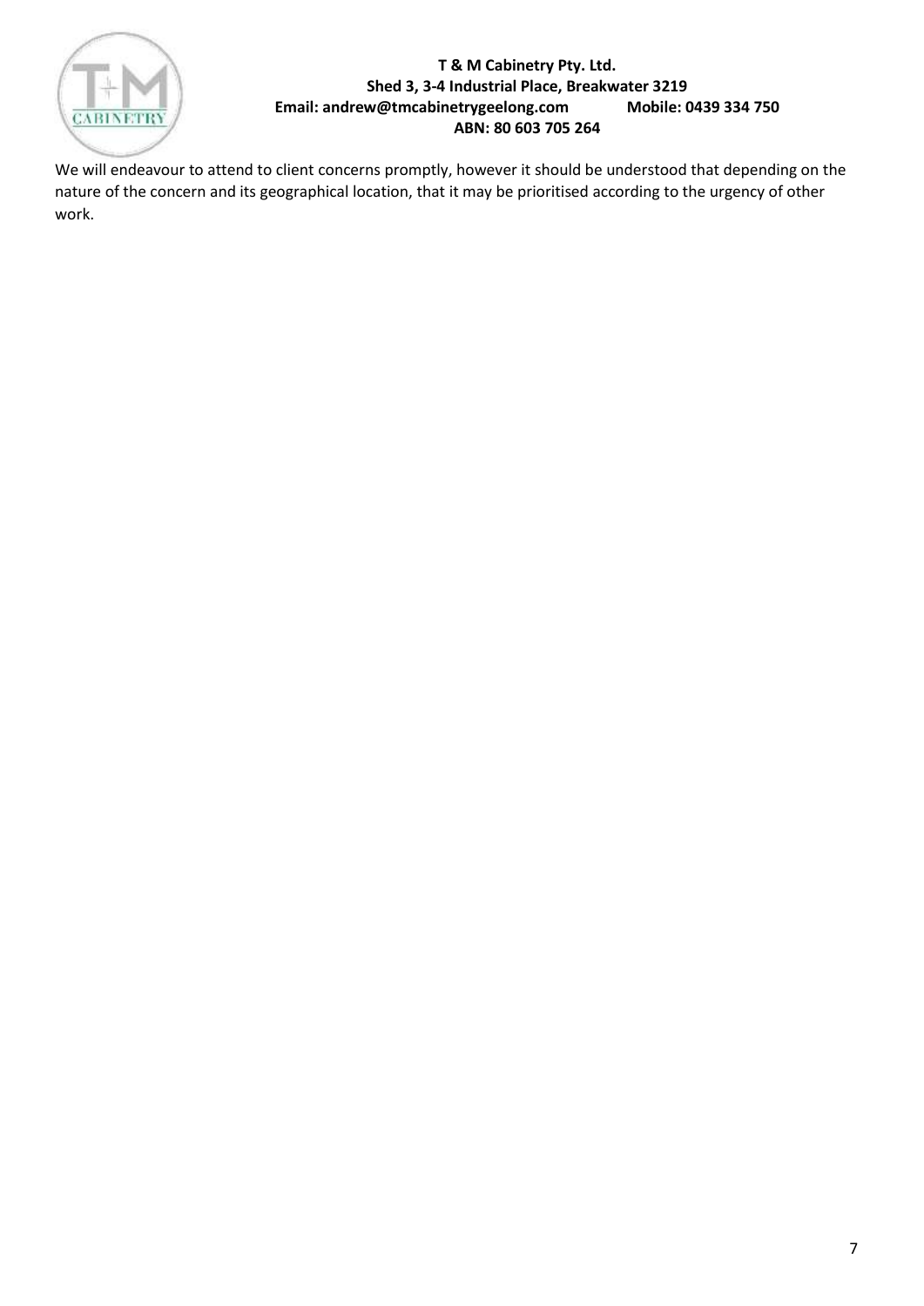We will endeavour to attend to client concerns promptly, however it should be understood that depending on the nature of the concern and its geographical location, that it may be prioritised according to the urgency of other work.